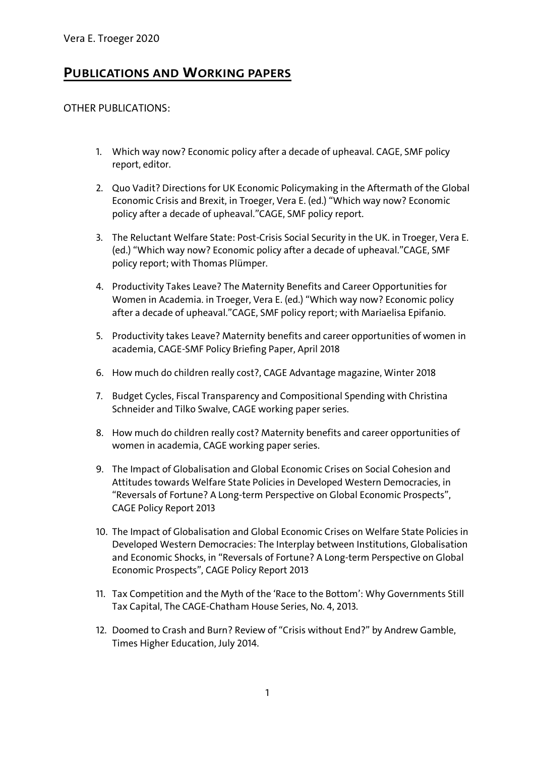# Publications and Working papers

OTHER PUBLICATIONS:

1. Which way now? Economic policy after a decade of upheaval. CAGE, SMF policy report, editor.
2. Quo Vadit? Directions for UK Economic Policymaking in the Aftermath of the Global Economic Crisis and Brexit, in Troeger, Vera E. (ed.) "Which way now? Economic policy after a decade of upheaval."CAGE, SMF policy report.
3. The Reluctant Welfare State: Post-Crisis Social Security in the UK. in Troeger, Vera E. (ed.) "Which way now? Economic policy after a decade of upheaval."CAGE, SMF policy report; with Thomas Plümper.
4. Productivity Takes Leave? The Maternity Benefits and Career Opportunities for Women in Academia. in Troeger, Vera E. (ed.) "Which way now? Economic policy after a decade of upheaval."CAGE, SMF policy report; with Mariaelisa Epifanio.
5. Productivity takes Leave? Maternity benefits and career opportunities of women in academia, CAGE-SMF Policy Briefing Paper, April 2018
6. How much do children really cost?, CAGE Advantage magazine, Winter 2018
7. Budget Cycles, Fiscal Transparency and Compositional Spending with Christina Schneider and Tilko Swalve, CAGE working paper series.
8. How much do children really cost? Maternity benefits and career opportunities of women in academia, CAGE working paper series.
9. The Impact of Globalisation and Global Economic Crises on Social Cohesion and Attitudes towards Welfare State Policies in Developed Western Democracies, in "Reversals of Fortune? A Long-term Perspective on Global Economic Prospects", CAGE Policy Report 2013
10. The Impact of Globalisation and Global Economic Crises on Welfare State Policies in Developed Western Democracies: The Interplay between Institutions, Globalisation and Economic Shocks, in "Reversals of Fortune? A Long-term Perspective on Global Economic Prospects", CAGE Policy Report 2013
11. Tax Competition and the Myth of the 'Race to the Bottom': Why Governments Still Tax Capital, The CAGE-Chatham House Series, No. 4, 2013.
12. Doomed to Crash and Burn? Review of "Crisis without End?" by Andrew Gamble, Times Higher Education, July 2014.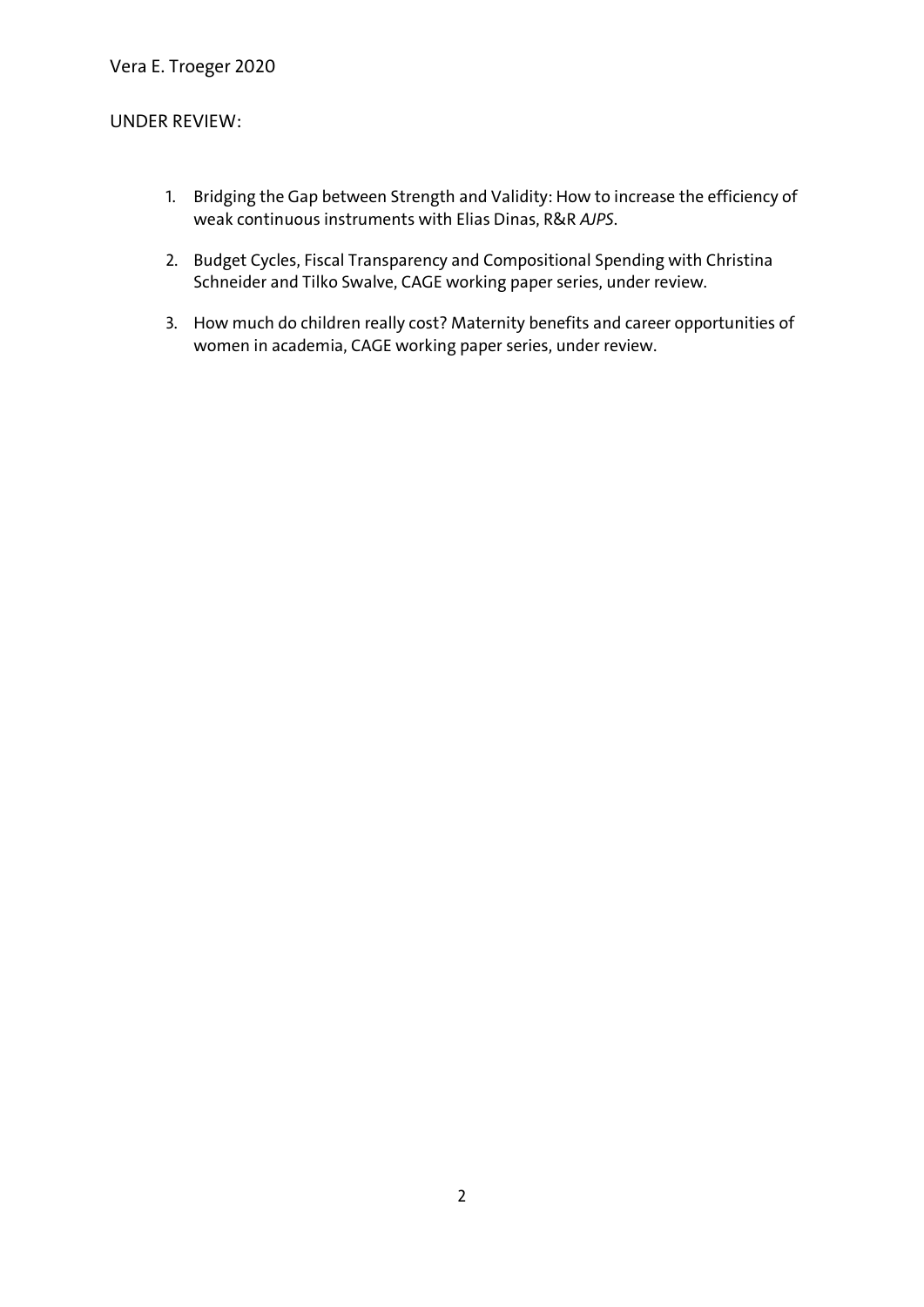UNDER REVIEW:

1. Bridging the Gap between Strength and Validity: How to increase the efficiency of weak continuous instruments with Elias Dinas, R&R *AJPS*.

2. Budget Cycles, Fiscal Transparency and Compositional Spending with Christina Schneider and Tilko Swalve, CAGE working paper series, under review.

3. How much do children really cost? Maternity benefits and career opportunities of women in academia, CAGE working paper series, under review.